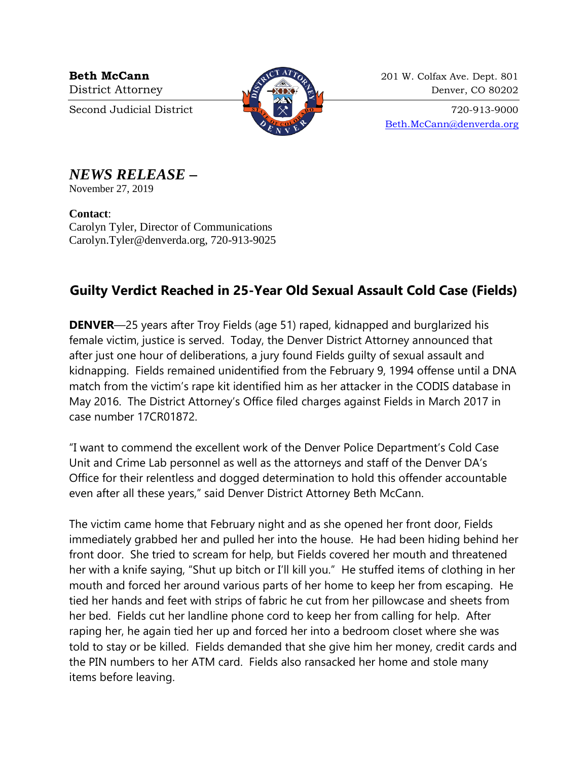**Beth McCann**
District Attorney
Second Judicial District

201 W. Colfax Ave. Dept. 801
Denver, CO 80202
720-913-9000
Beth.McCann@denverda.org

***NEWS RELEASE –***
November 27, 2019

**Contact**:
Carolyn Tyler, Director of Communications
Carolyn.Tyler@denverda.org, 720-913-9025

## Guilty Verdict Reached in 25-Year Old Sexual Assault Cold Case (Fields)

**DENVER**—25 years after Troy Fields (age 51) raped, kidnapped and burglarized his female victim, justice is served. Today, the Denver District Attorney announced that after just one hour of deliberations, a jury found Fields guilty of sexual assault and kidnapping. Fields remained unidentified from the February 9, 1994 offense until a DNA match from the victim's rape kit identified him as her attacker in the CODIS database in May 2016. The District Attorney's Office filed charges against Fields in March 2017 in case number 17CR01872.

"I want to commend the excellent work of the Denver Police Department's Cold Case Unit and Crime Lab personnel as well as the attorneys and staff of the Denver DA's Office for their relentless and dogged determination to hold this offender accountable even after all these years," said Denver District Attorney Beth McCann.

The victim came home that February night and as she opened her front door, Fields immediately grabbed her and pulled her into the house. He had been hiding behind her front door. She tried to scream for help, but Fields covered her mouth and threatened her with a knife saying, "Shut up bitch or I'll kill you." He stuffed items of clothing in her mouth and forced her around various parts of her home to keep her from escaping. He tied her hands and feet with strips of fabric he cut from her pillowcase and sheets from her bed. Fields cut her landline phone cord to keep her from calling for help. After raping her, he again tied her up and forced her into a bedroom closet where she was told to stay or be killed. Fields demanded that she give him her money, credit cards and the PIN numbers to her ATM card. Fields also ransacked her home and stole many items before leaving.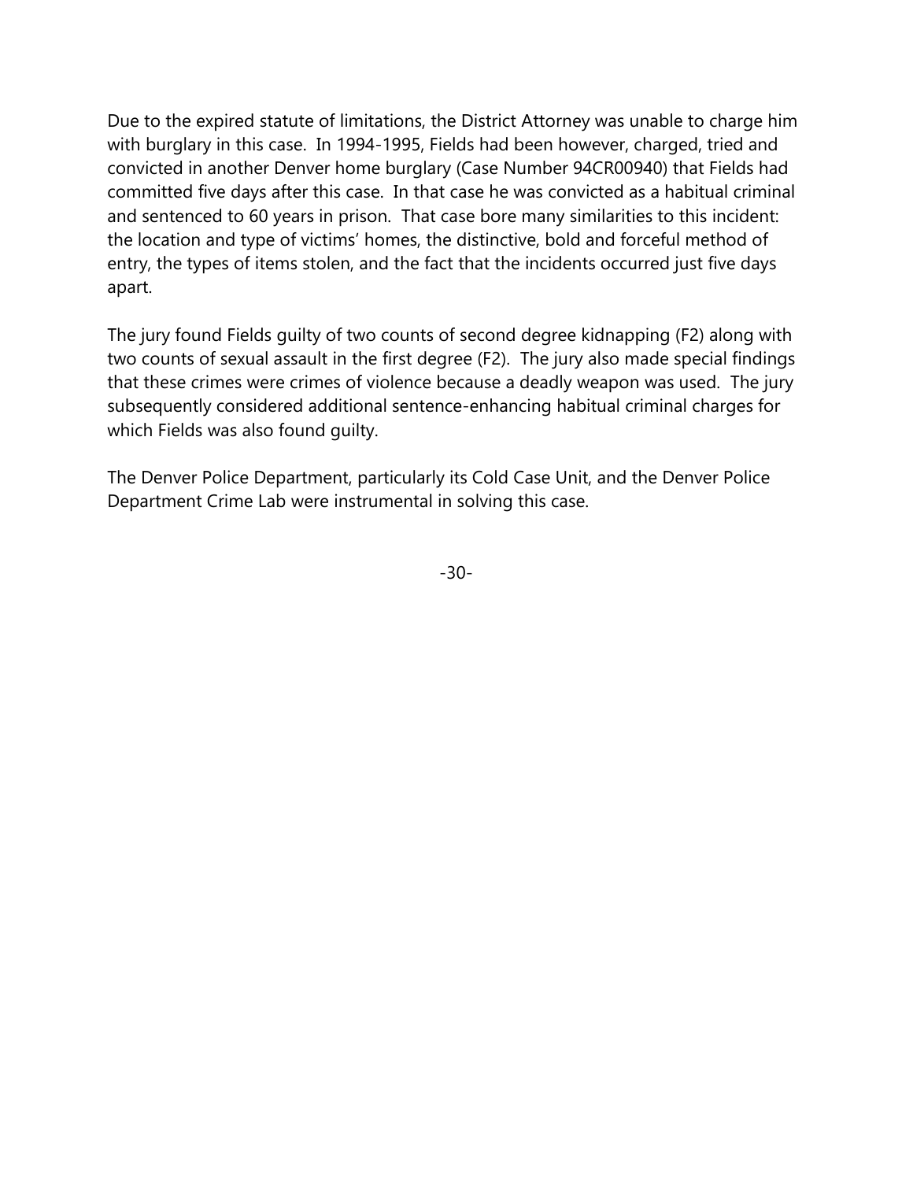Due to the expired statute of limitations, the District Attorney was unable to charge him with burglary in this case. In 1994-1995, Fields had been however, charged, tried and convicted in another Denver home burglary (Case Number 94CR00940) that Fields had committed five days after this case. In that case he was convicted as a habitual criminal and sentenced to 60 years in prison. That case bore many similarities to this incident: the location and type of victims' homes, the distinctive, bold and forceful method of entry, the types of items stolen, and the fact that the incidents occurred just five days apart.

The jury found Fields guilty of two counts of second degree kidnapping (F2) along with two counts of sexual assault in the first degree (F2). The jury also made special findings that these crimes were crimes of violence because a deadly weapon was used. The jury subsequently considered additional sentence-enhancing habitual criminal charges for which Fields was also found guilty.

The Denver Police Department, particularly its Cold Case Unit, and the Denver Police Department Crime Lab were instrumental in solving this case.

-30-